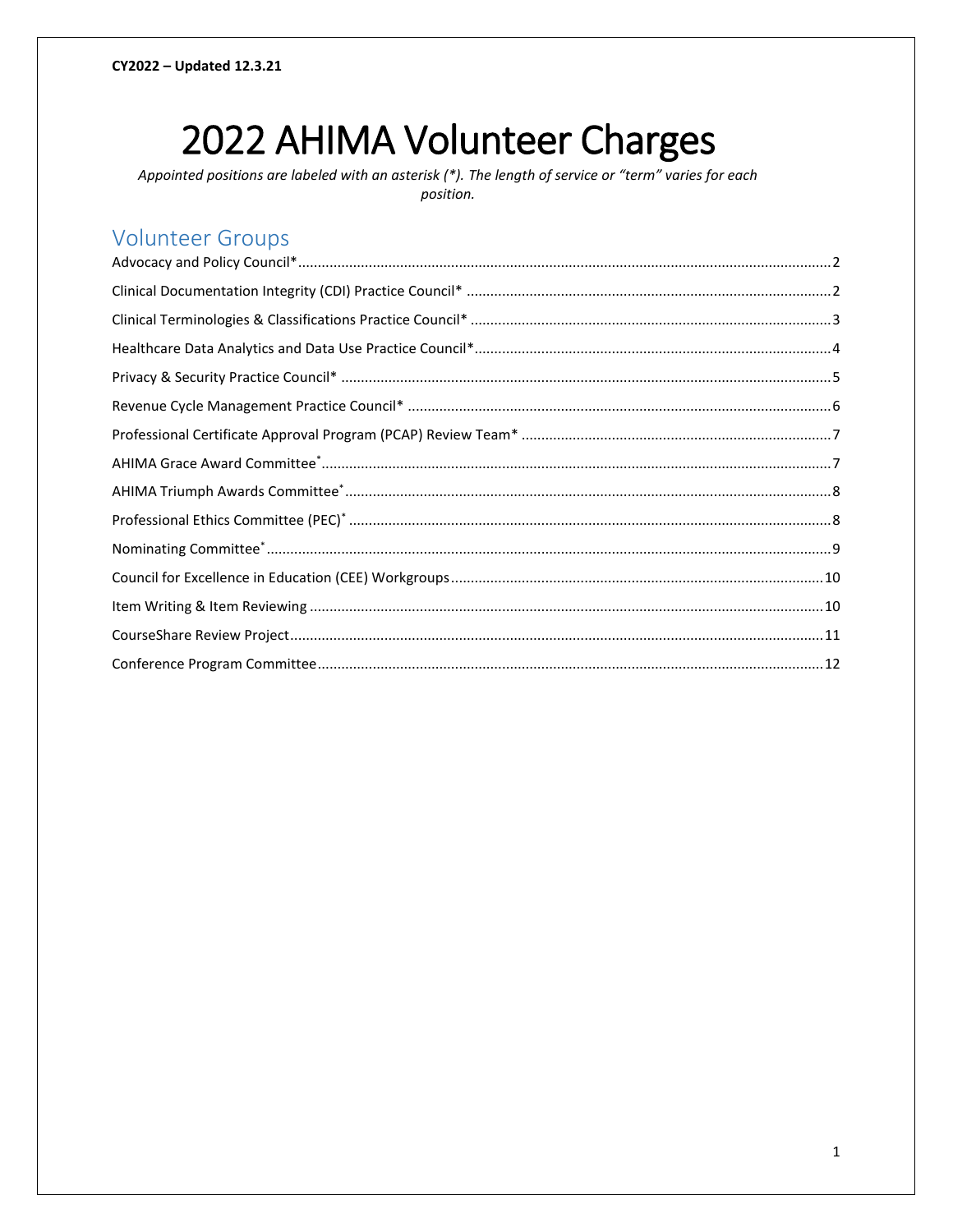**CY2022 – Updated 12.3.21**

# 2022 AHIMA Volunteer Charges

*Appointed positions are labeled with an asterisk (*). The length of service or "term" varies for each position.*

## Volunteer Groups

Advocacy and Policy Council* ..... 2

Clinical Documentation Integrity (CDI) Practice Council* ..... 2

Clinical Terminologies & Classifications Practice Council* ..... 3

Healthcare Data Analytics and Data Use Practice Council* ..... 4

Privacy & Security Practice Council* ..... 5

Revenue Cycle Management Practice Council* ..... 6

Professional Certificate Approval Program (PCAP) Review Team* ..... 7

AHIMA Grace Award Committee* ..... 7

AHIMA Triumph Awards Committee* ..... 8

Professional Ethics Committee (PEC)* ..... 8

Nominating Committee* ..... 9

Council for Excellence in Education (CEE) Workgroups ..... 10

Item Writing & Item Reviewing ..... 10

CourseShare Review Project ..... 11

Conference Program Committee ..... 12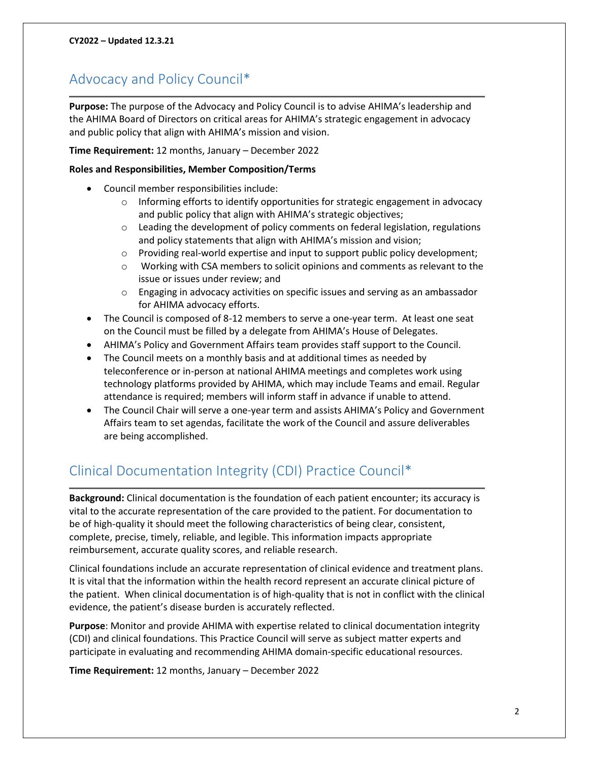**CY2022 – Updated 12.3.21**

## Advocacy and Policy Council*

**Purpose:** The purpose of the Advocacy and Policy Council is to advise AHIMA's leadership and the AHIMA Board of Directors on critical areas for AHIMA's strategic engagement in advocacy and public policy that align with AHIMA's mission and vision.

**Time Requirement:** 12 months, January – December 2022

**Roles and Responsibilities, Member Composition/Terms**

- Council member responsibilities include:
    - Informing efforts to identify opportunities for strategic engagement in advocacy and public policy that align with AHIMA's strategic objectives;
    - Leading the development of policy comments on federal legislation, regulations and policy statements that align with AHIMA's mission and vision;
    - Providing real-world expertise and input to support public policy development;
    - Working with CSA members to solicit opinions and comments as relevant to the issue or issues under review; and
    - Engaging in advocacy activities on specific issues and serving as an ambassador for AHIMA advocacy efforts.
- The Council is composed of 8-12 members to serve a one-year term. At least one seat on the Council must be filled by a delegate from AHIMA's House of Delegates.
- AHIMA's Policy and Government Affairs team provides staff support to the Council.
- The Council meets on a monthly basis and at additional times as needed by teleconference or in-person at national AHIMA meetings and completes work using technology platforms provided by AHIMA, which may include Teams and email. Regular attendance is required; members will inform staff in advance if unable to attend.
- The Council Chair will serve a one-year term and assists AHIMA's Policy and Government Affairs team to set agendas, facilitate the work of the Council and assure deliverables are being accomplished.

## Clinical Documentation Integrity (CDI) Practice Council*

**Background:** Clinical documentation is the foundation of each patient encounter; its accuracy is vital to the accurate representation of the care provided to the patient. For documentation to be of high-quality it should meet the following characteristics of being clear, consistent, complete, precise, timely, reliable, and legible. This information impacts appropriate reimbursement, accurate quality scores, and reliable research.

Clinical foundations include an accurate representation of clinical evidence and treatment plans. It is vital that the information within the health record represent an accurate clinical picture of the patient. When clinical documentation is of high-quality that is not in conflict with the clinical evidence, the patient's disease burden is accurately reflected.

**Purpose**: Monitor and provide AHIMA with expertise related to clinical documentation integrity (CDI) and clinical foundations. This Practice Council will serve as subject matter experts and participate in evaluating and recommending AHIMA domain-specific educational resources.

**Time Requirement:** 12 months, January – December 2022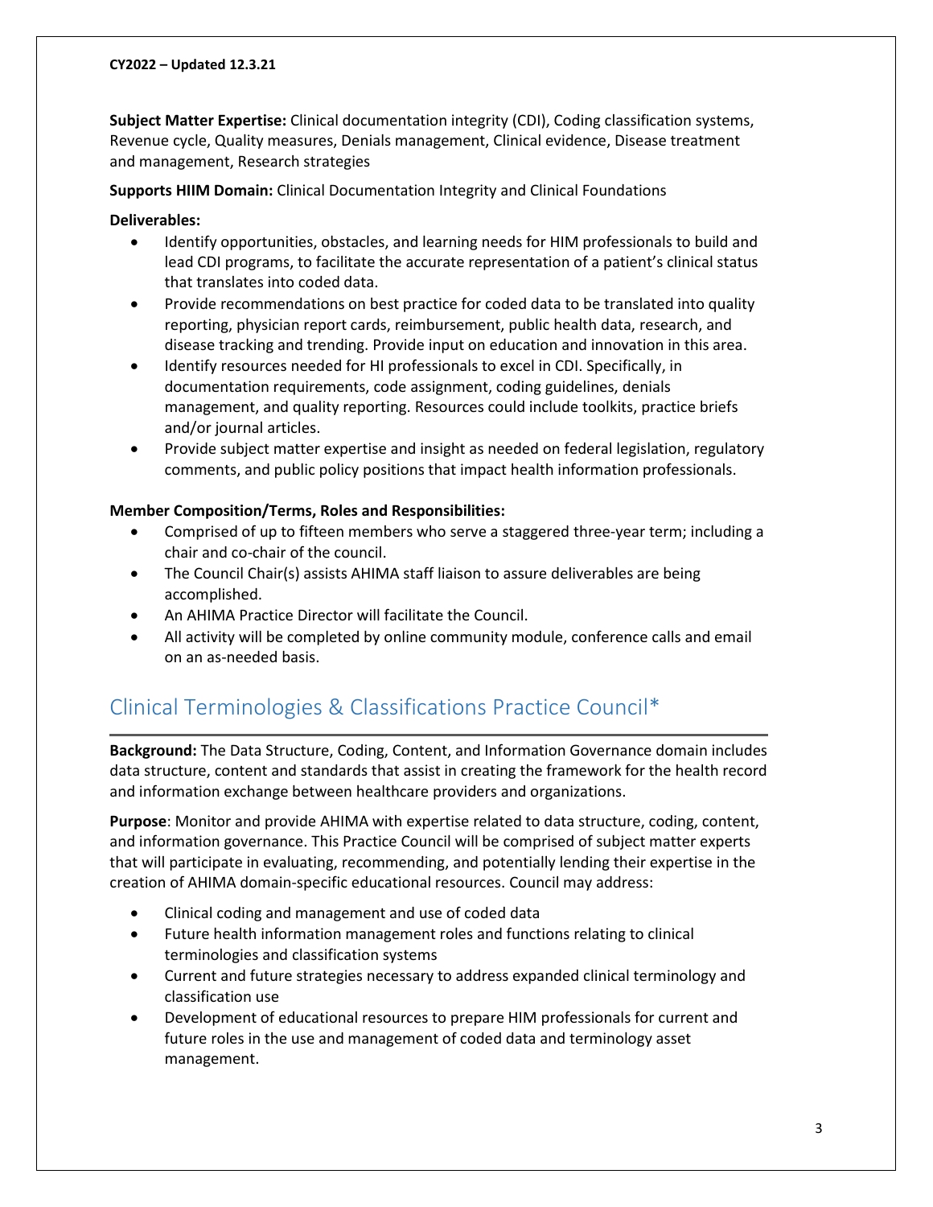**Subject Matter Expertise:** Clinical documentation integrity (CDI), Coding classification systems, Revenue cycle, Quality measures, Denials management, Clinical evidence, Disease treatment and management, Research strategies

**Supports HIIM Domain:** Clinical Documentation Integrity and Clinical Foundations

**Deliverables:**

- Identify opportunities, obstacles, and learning needs for HIM professionals to build and lead CDI programs, to facilitate the accurate representation of a patient's clinical status that translates into coded data.
- Provide recommendations on best practice for coded data to be translated into quality reporting, physician report cards, reimbursement, public health data, research, and disease tracking and trending. Provide input on education and innovation in this area.
- Identify resources needed for HI professionals to excel in CDI. Specifically, in documentation requirements, code assignment, coding guidelines, denials management, and quality reporting. Resources could include toolkits, practice briefs and/or journal articles.
- Provide subject matter expertise and insight as needed on federal legislation, regulatory comments, and public policy positions that impact health information professionals.

**Member Composition/Terms, Roles and Responsibilities:**

- Comprised of up to fifteen members who serve a staggered three-year term; including a chair and co-chair of the council.
- The Council Chair(s) assists AHIMA staff liaison to assure deliverables are being accomplished.
- An AHIMA Practice Director will facilitate the Council.
- All activity will be completed by online community module, conference calls and email on an as-needed basis.

## Clinical Terminologies & Classifications Practice Council*

**Background:** The Data Structure, Coding, Content, and Information Governance domain includes data structure, content and standards that assist in creating the framework for the health record and information exchange between healthcare providers and organizations.

**Purpose**: Monitor and provide AHIMA with expertise related to data structure, coding, content, and information governance. This Practice Council will be comprised of subject matter experts that will participate in evaluating, recommending, and potentially lending their expertise in the creation of AHIMA domain-specific educational resources. Council may address:

- Clinical coding and management and use of coded data
- Future health information management roles and functions relating to clinical terminologies and classification systems
- Current and future strategies necessary to address expanded clinical terminology and classification use
- Development of educational resources to prepare HIM professionals for current and future roles in the use and management of coded data and terminology asset management.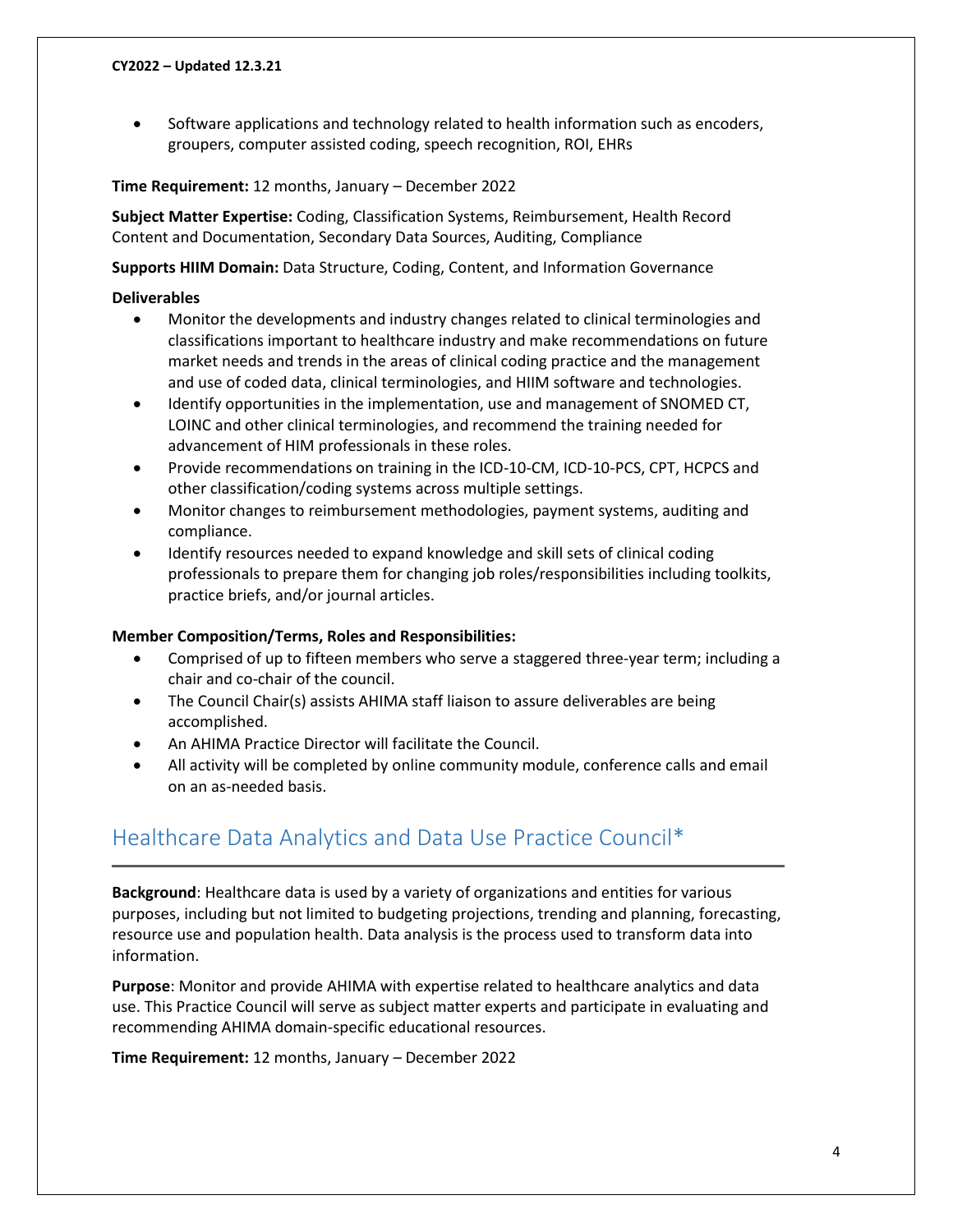- Software applications and technology related to health information such as encoders, groupers, computer assisted coding, speech recognition, ROI, EHRs

**Time Requirement:** 12 months, January – December 2022

**Subject Matter Expertise:** Coding, Classification Systems, Reimbursement, Health Record Content and Documentation, Secondary Data Sources, Auditing, Compliance

**Supports HIIM Domain:** Data Structure, Coding, Content, and Information Governance

**Deliverables**

- Monitor the developments and industry changes related to clinical terminologies and classifications important to healthcare industry and make recommendations on future market needs and trends in the areas of clinical coding practice and the management and use of coded data, clinical terminologies, and HIIM software and technologies.
- Identify opportunities in the implementation, use and management of SNOMED CT, LOINC and other clinical terminologies, and recommend the training needed for advancement of HIM professionals in these roles.
- Provide recommendations on training in the ICD-10-CM, ICD-10-PCS, CPT, HCPCS and other classification/coding systems across multiple settings.
- Monitor changes to reimbursement methodologies, payment systems, auditing and compliance.
- Identify resources needed to expand knowledge and skill sets of clinical coding professionals to prepare them for changing job roles/responsibilities including toolkits, practice briefs, and/or journal articles.

**Member Composition/Terms, Roles and Responsibilities:**

- Comprised of up to fifteen members who serve a staggered three-year term; including a chair and co-chair of the council.
- The Council Chair(s) assists AHIMA staff liaison to assure deliverables are being accomplished.
- An AHIMA Practice Director will facilitate the Council.
- All activity will be completed by online community module, conference calls and email on an as-needed basis.

## Healthcare Data Analytics and Data Use Practice Council*

**Background**: Healthcare data is used by a variety of organizations and entities for various purposes, including but not limited to budgeting projections, trending and planning, forecasting, resource use and population health. Data analysis is the process used to transform data into information.

**Purpose**: Monitor and provide AHIMA with expertise related to healthcare analytics and data use. This Practice Council will serve as subject matter experts and participate in evaluating and recommending AHIMA domain-specific educational resources.

**Time Requirement:** 12 months, January – December 2022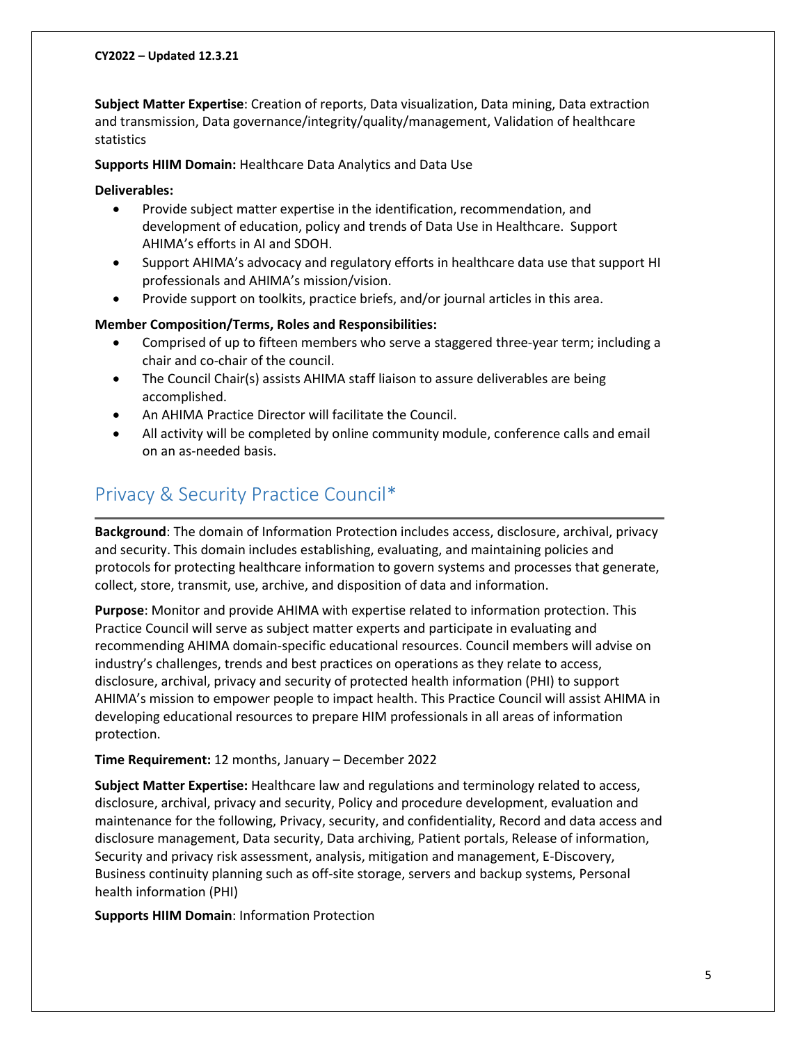**Subject Matter Expertise**: Creation of reports, Data visualization, Data mining, Data extraction and transmission, Data governance/integrity/quality/management, Validation of healthcare statistics

**Supports HIIM Domain:** Healthcare Data Analytics and Data Use

**Deliverables:**

- Provide subject matter expertise in the identification, recommendation, and development of education, policy and trends of Data Use in Healthcare. Support AHIMA's efforts in AI and SDOH.
- Support AHIMA's advocacy and regulatory efforts in healthcare data use that support HI professionals and AHIMA's mission/vision.
- Provide support on toolkits, practice briefs, and/or journal articles in this area.

**Member Composition/Terms, Roles and Responsibilities:**

- Comprised of up to fifteen members who serve a staggered three-year term; including a chair and co-chair of the council.
- The Council Chair(s) assists AHIMA staff liaison to assure deliverables are being accomplished.
- An AHIMA Practice Director will facilitate the Council.
- All activity will be completed by online community module, conference calls and email on an as-needed basis.

## Privacy & Security Practice Council*

**Background**: The domain of Information Protection includes access, disclosure, archival, privacy and security. This domain includes establishing, evaluating, and maintaining policies and protocols for protecting healthcare information to govern systems and processes that generate, collect, store, transmit, use, archive, and disposition of data and information.

**Purpose**: Monitor and provide AHIMA with expertise related to information protection. This Practice Council will serve as subject matter experts and participate in evaluating and recommending AHIMA domain-specific educational resources. Council members will advise on industry's challenges, trends and best practices on operations as they relate to access, disclosure, archival, privacy and security of protected health information (PHI) to support AHIMA's mission to empower people to impact health. This Practice Council will assist AHIMA in developing educational resources to prepare HIM professionals in all areas of information protection.

**Time Requirement:** 12 months, January – December 2022

**Subject Matter Expertise:** Healthcare law and regulations and terminology related to access, disclosure, archival, privacy and security, Policy and procedure development, evaluation and maintenance for the following, Privacy, security, and confidentiality, Record and data access and disclosure management, Data security, Data archiving, Patient portals, Release of information, Security and privacy risk assessment, analysis, mitigation and management, E-Discovery, Business continuity planning such as off-site storage, servers and backup systems, Personal health information (PHI)

**Supports HIIM Domain**: Information Protection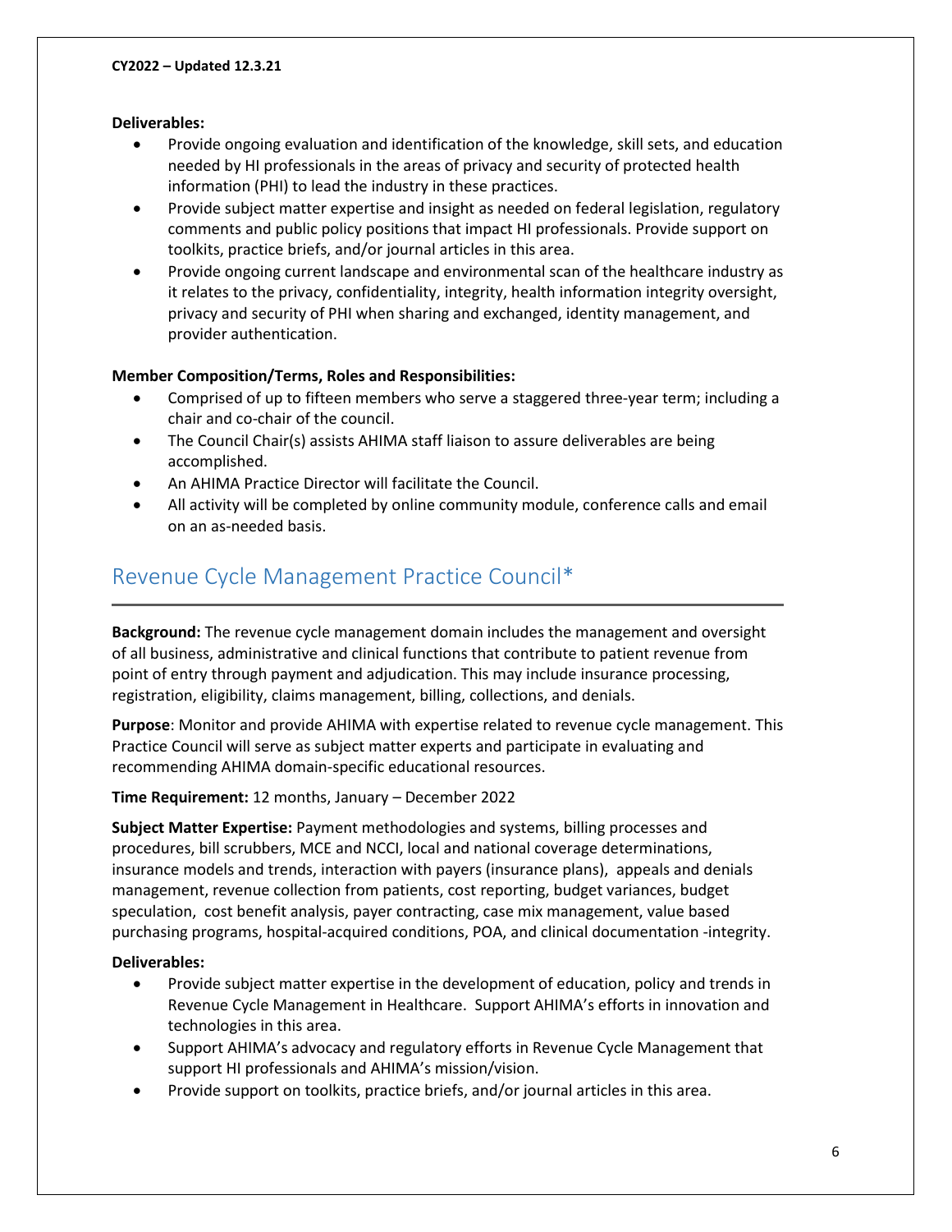**Deliverables:**

- Provide ongoing evaluation and identification of the knowledge, skill sets, and education needed by HI professionals in the areas of privacy and security of protected health information (PHI) to lead the industry in these practices.
- Provide subject matter expertise and insight as needed on federal legislation, regulatory comments and public policy positions that impact HI professionals. Provide support on toolkits, practice briefs, and/or journal articles in this area.
- Provide ongoing current landscape and environmental scan of the healthcare industry as it relates to the privacy, confidentiality, integrity, health information integrity oversight, privacy and security of PHI when sharing and exchanged, identity management, and provider authentication.

**Member Composition/Terms, Roles and Responsibilities:**

- Comprised of up to fifteen members who serve a staggered three-year term; including a chair and co-chair of the council.
- The Council Chair(s) assists AHIMA staff liaison to assure deliverables are being accomplished.
- An AHIMA Practice Director will facilitate the Council.
- All activity will be completed by online community module, conference calls and email on an as-needed basis.

## Revenue Cycle Management Practice Council*

**Background:** The revenue cycle management domain includes the management and oversight of all business, administrative and clinical functions that contribute to patient revenue from point of entry through payment and adjudication. This may include insurance processing, registration, eligibility, claims management, billing, collections, and denials.

**Purpose**: Monitor and provide AHIMA with expertise related to revenue cycle management. This Practice Council will serve as subject matter experts and participate in evaluating and recommending AHIMA domain-specific educational resources.

**Time Requirement:** 12 months, January – December 2022

**Subject Matter Expertise:** Payment methodologies and systems, billing processes and procedures, bill scrubbers, MCE and NCCI, local and national coverage determinations, insurance models and trends, interaction with payers (insurance plans), appeals and denials management, revenue collection from patients, cost reporting, budget variances, budget speculation, cost benefit analysis, payer contracting, case mix management, value based purchasing programs, hospital-acquired conditions, POA, and clinical documentation -integrity.

**Deliverables:**

- Provide subject matter expertise in the development of education, policy and trends in Revenue Cycle Management in Healthcare. Support AHIMA's efforts in innovation and technologies in this area.
- Support AHIMA's advocacy and regulatory efforts in Revenue Cycle Management that support HI professionals and AHIMA's mission/vision.
- Provide support on toolkits, practice briefs, and/or journal articles in this area.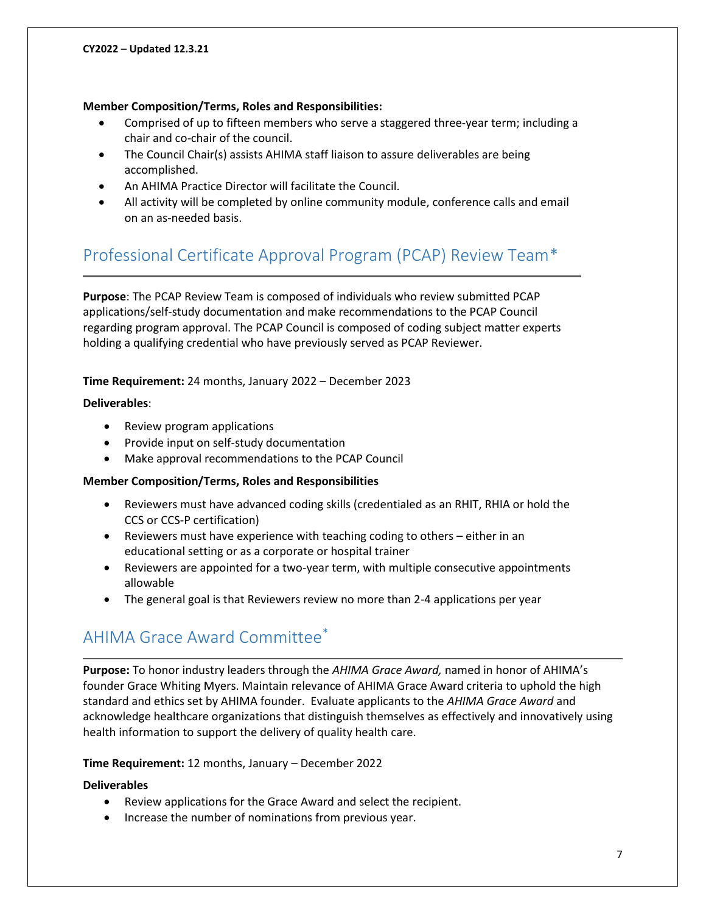**Member Composition/Terms, Roles and Responsibilities:**

- Comprised of up to fifteen members who serve a staggered three-year term; including a chair and co-chair of the council.
- The Council Chair(s) assists AHIMA staff liaison to assure deliverables are being accomplished.
- An AHIMA Practice Director will facilitate the Council.
- All activity will be completed by online community module, conference calls and email on an as-needed basis.

## Professional Certificate Approval Program (PCAP) Review Team*

**Purpose**: The PCAP Review Team is composed of individuals who review submitted PCAP applications/self-study documentation and make recommendations to the PCAP Council regarding program approval. The PCAP Council is composed of coding subject matter experts holding a qualifying credential who have previously served as PCAP Reviewer.

**Time Requirement:** 24 months, January 2022 – December 2023

**Deliverables**:

- Review program applications
- Provide input on self-study documentation
- Make approval recommendations to the PCAP Council

**Member Composition/Terms, Roles and Responsibilities**

- Reviewers must have advanced coding skills (credentialed as an RHIT, RHIA or hold the CCS or CCS-P certification)
- Reviewers must have experience with teaching coding to others – either in an educational setting or as a corporate or hospital trainer
- Reviewers are appointed for a two-year term, with multiple consecutive appointments allowable
- The general goal is that Reviewers review no more than 2-4 applications per year

## AHIMA Grace Award Committee*

**Purpose:** To honor industry leaders through the *AHIMA Grace Award,* named in honor of AHIMA's founder Grace Whiting Myers. Maintain relevance of AHIMA Grace Award criteria to uphold the high standard and ethics set by AHIMA founder. Evaluate applicants to the *AHIMA Grace Award* and acknowledge healthcare organizations that distinguish themselves as effectively and innovatively using health information to support the delivery of quality health care.

**Time Requirement:** 12 months, January – December 2022

**Deliverables**

- Review applications for the Grace Award and select the recipient.
- Increase the number of nominations from previous year.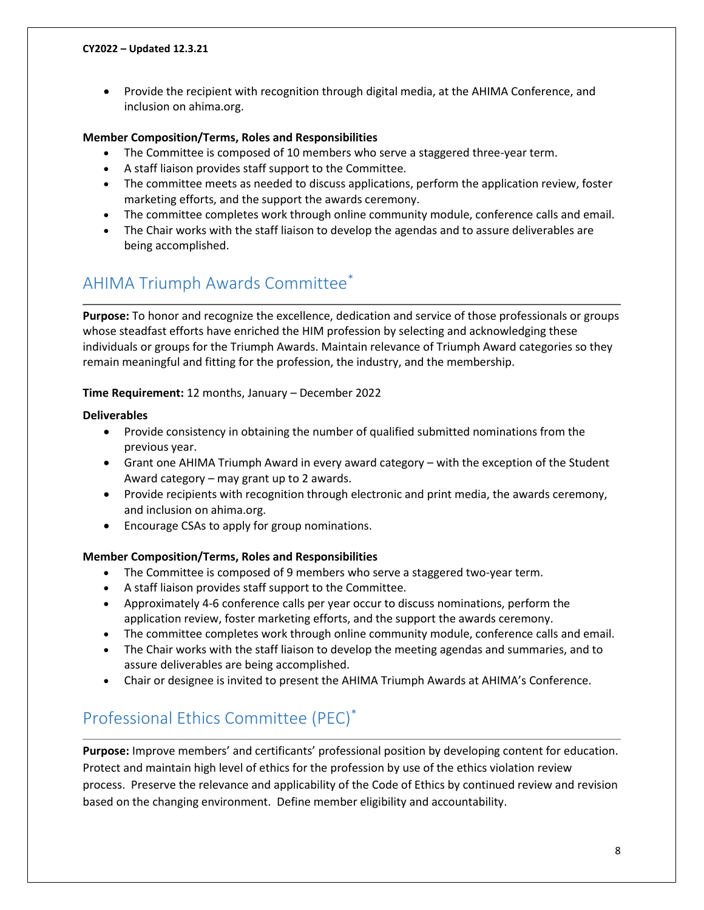- Provide the recipient with recognition through digital media, at the AHIMA Conference, and inclusion on ahima.org.

**Member Composition/Terms, Roles and Responsibilities**

- The Committee is composed of 10 members who serve a staggered three-year term.
- A staff liaison provides staff support to the Committee.
- The committee meets as needed to discuss applications, perform the application review, foster marketing efforts, and the support the awards ceremony.
- The committee completes work through online community module, conference calls and email.
- The Chair works with the staff liaison to develop the agendas and to assure deliverables are being accomplished.

## AHIMA Triumph Awards Committee*

**Purpose:** To honor and recognize the excellence, dedication and service of those professionals or groups whose steadfast efforts have enriched the HIM profession by selecting and acknowledging these individuals or groups for the Triumph Awards. Maintain relevance of Triumph Award categories so they remain meaningful and fitting for the profession, the industry, and the membership.

**Time Requirement:** 12 months, January – December 2022

**Deliverables**

- Provide consistency in obtaining the number of qualified submitted nominations from the previous year.
- Grant one AHIMA Triumph Award in every award category – with the exception of the Student Award category – may grant up to 2 awards.
- Provide recipients with recognition through electronic and print media, the awards ceremony, and inclusion on ahima.org.
- Encourage CSAs to apply for group nominations.

**Member Composition/Terms, Roles and Responsibilities**

- The Committee is composed of 9 members who serve a staggered two-year term.
- A staff liaison provides staff support to the Committee.
- Approximately 4-6 conference calls per year occur to discuss nominations, perform the application review, foster marketing efforts, and the support the awards ceremony.
- The committee completes work through online community module, conference calls and email.
- The Chair works with the staff liaison to develop the meeting agendas and summaries, and to assure deliverables are being accomplished.
- Chair or designee is invited to present the AHIMA Triumph Awards at AHIMA's Conference.

## Professional Ethics Committee (PEC)*

**Purpose:** Improve members' and certificants' professional position by developing content for education. Protect and maintain high level of ethics for the profession by use of the ethics violation review process. Preserve the relevance and applicability of the Code of Ethics by continued review and revision based on the changing environment. Define member eligibility and accountability.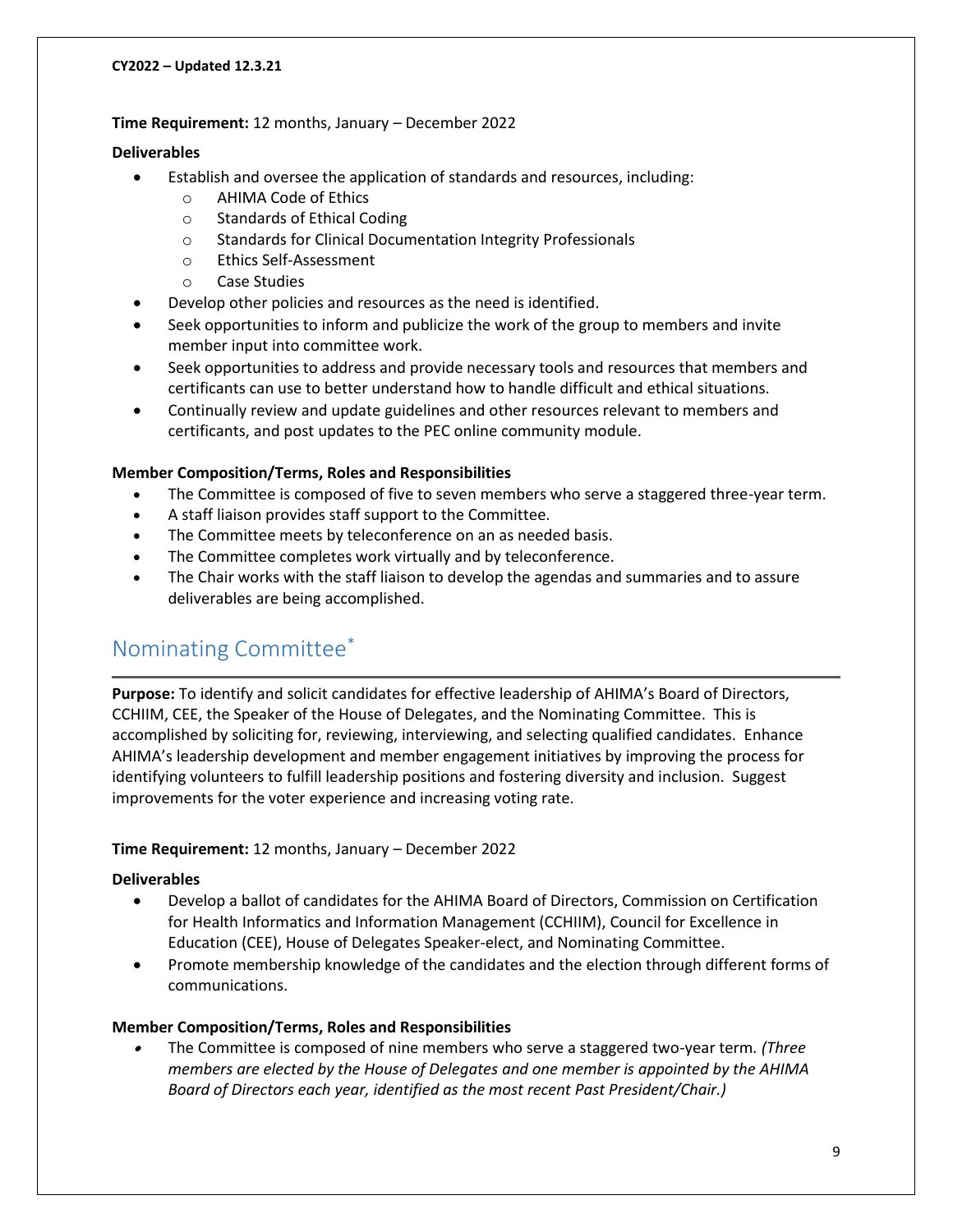**Time Requirement:** 12 months, January – December 2022

**Deliverables**

- Establish and oversee the application of standards and resources, including:
  - AHIMA Code of Ethics
  - Standards of Ethical Coding
  - Standards for Clinical Documentation Integrity Professionals
  - Ethics Self-Assessment
  - Case Studies
- Develop other policies and resources as the need is identified.
- Seek opportunities to inform and publicize the work of the group to members and invite member input into committee work.
- Seek opportunities to address and provide necessary tools and resources that members and certificants can use to better understand how to handle difficult and ethical situations.
- Continually review and update guidelines and other resources relevant to members and certificants, and post updates to the PEC online community module.

**Member Composition/Terms, Roles and Responsibilities**

- The Committee is composed of five to seven members who serve a staggered three-year term.
- A staff liaison provides staff support to the Committee.
- The Committee meets by teleconference on an as needed basis.
- The Committee completes work virtually and by teleconference.
- The Chair works with the staff liaison to develop the agendas and summaries and to assure deliverables are being accomplished.

## Nominating Committee*

**Purpose:** To identify and solicit candidates for effective leadership of AHIMA's Board of Directors, CCHIIM, CEE, the Speaker of the House of Delegates, and the Nominating Committee. This is accomplished by soliciting for, reviewing, interviewing, and selecting qualified candidates. Enhance AHIMA's leadership development and member engagement initiatives by improving the process for identifying volunteers to fulfill leadership positions and fostering diversity and inclusion. Suggest improvements for the voter experience and increasing voting rate.

**Time Requirement:** 12 months, January – December 2022

**Deliverables**

- Develop a ballot of candidates for the AHIMA Board of Directors, Commission on Certification for Health Informatics and Information Management (CCHIIM), Council for Excellence in Education (CEE), House of Delegates Speaker-elect, and Nominating Committee.
- Promote membership knowledge of the candidates and the election through different forms of communications.

**Member Composition/Terms, Roles and Responsibilities**

- The Committee is composed of nine members who serve a staggered two-year term. *(Three members are elected by the House of Delegates and one member is appointed by the AHIMA Board of Directors each year, identified as the most recent Past President/Chair.)*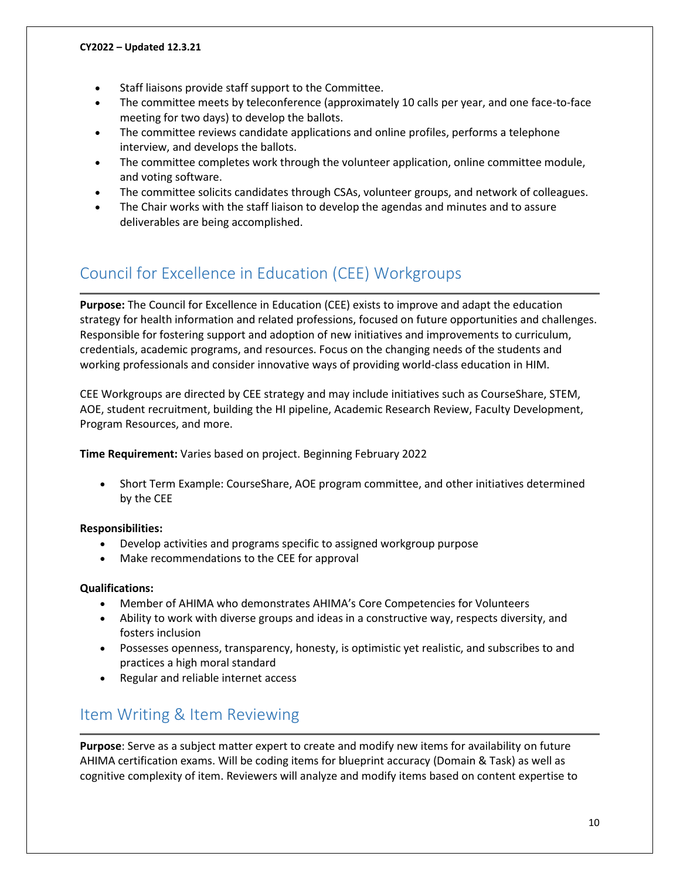- Staff liaisons provide staff support to the Committee.
- The committee meets by teleconference (approximately 10 calls per year, and one face-to-face meeting for two days) to develop the ballots.
- The committee reviews candidate applications and online profiles, performs a telephone interview, and develops the ballots.
- The committee completes work through the volunteer application, online committee module, and voting software.
- The committee solicits candidates through CSAs, volunteer groups, and network of colleagues.
- The Chair works with the staff liaison to develop the agendas and minutes and to assure deliverables are being accomplished.

## Council for Excellence in Education (CEE) Workgroups

**Purpose:** The Council for Excellence in Education (CEE) exists to improve and adapt the education strategy for health information and related professions, focused on future opportunities and challenges. Responsible for fostering support and adoption of new initiatives and improvements to curriculum, credentials, academic programs, and resources. Focus on the changing needs of the students and working professionals and consider innovative ways of providing world-class education in HIM.

CEE Workgroups are directed by CEE strategy and may include initiatives such as CourseShare, STEM, AOE, student recruitment, building the HI pipeline, Academic Research Review, Faculty Development, Program Resources, and more.

**Time Requirement:** Varies based on project. Beginning February 2022

- Short Term Example: CourseShare, AOE program committee, and other initiatives determined by the CEE

**Responsibilities:**

- Develop activities and programs specific to assigned workgroup purpose
- Make recommendations to the CEE for approval

**Qualifications:**

- Member of AHIMA who demonstrates AHIMA's Core Competencies for Volunteers
- Ability to work with diverse groups and ideas in a constructive way, respects diversity, and fosters inclusion
- Possesses openness, transparency, honesty, is optimistic yet realistic, and subscribes to and practices a high moral standard
- Regular and reliable internet access

## Item Writing & Item Reviewing

**Purpose**: Serve as a subject matter expert to create and modify new items for availability on future AHIMA certification exams. Will be coding items for blueprint accuracy (Domain & Task) as well as cognitive complexity of item. Reviewers will analyze and modify items based on content expertise to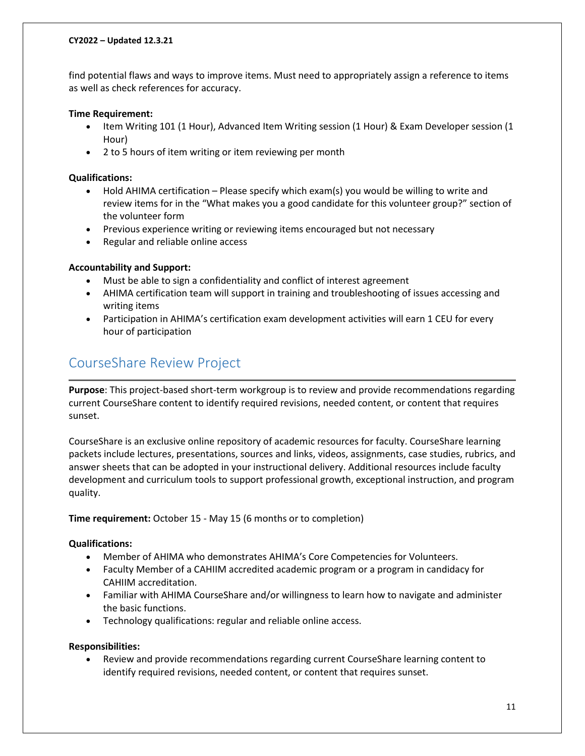find potential flaws and ways to improve items. Must need to appropriately assign a reference to items as well as check references for accuracy.

**Time Requirement:**

- Item Writing 101 (1 Hour), Advanced Item Writing session (1 Hour) & Exam Developer session (1 Hour)
- 2 to 5 hours of item writing or item reviewing per month

**Qualifications:**

- Hold AHIMA certification – Please specify which exam(s) you would be willing to write and review items for in the "What makes you a good candidate for this volunteer group?" section of the volunteer form
- Previous experience writing or reviewing items encouraged but not necessary
- Regular and reliable online access

**Accountability and Support:**

- Must be able to sign a confidentiality and conflict of interest agreement
- AHIMA certification team will support in training and troubleshooting of issues accessing and writing items
- Participation in AHIMA's certification exam development activities will earn 1 CEU for every hour of participation

## CourseShare Review Project

**Purpose**: This project-based short-term workgroup is to review and provide recommendations regarding current CourseShare content to identify required revisions, needed content, or content that requires sunset.

CourseShare is an exclusive online repository of academic resources for faculty. CourseShare learning packets include lectures, presentations, sources and links, videos, assignments, case studies, rubrics, and answer sheets that can be adopted in your instructional delivery. Additional resources include faculty development and curriculum tools to support professional growth, exceptional instruction, and program quality.

**Time requirement:** October 15 - May 15 (6 months or to completion)

**Qualifications:**

- Member of AHIMA who demonstrates AHIMA's Core Competencies for Volunteers.
- Faculty Member of a CAHIIM accredited academic program or a program in candidacy for CAHIIM accreditation.
- Familiar with AHIMA CourseShare and/or willingness to learn how to navigate and administer the basic functions.
- Technology qualifications: regular and reliable online access.

**Responsibilities:**

- Review and provide recommendations regarding current CourseShare learning content to identify required revisions, needed content, or content that requires sunset.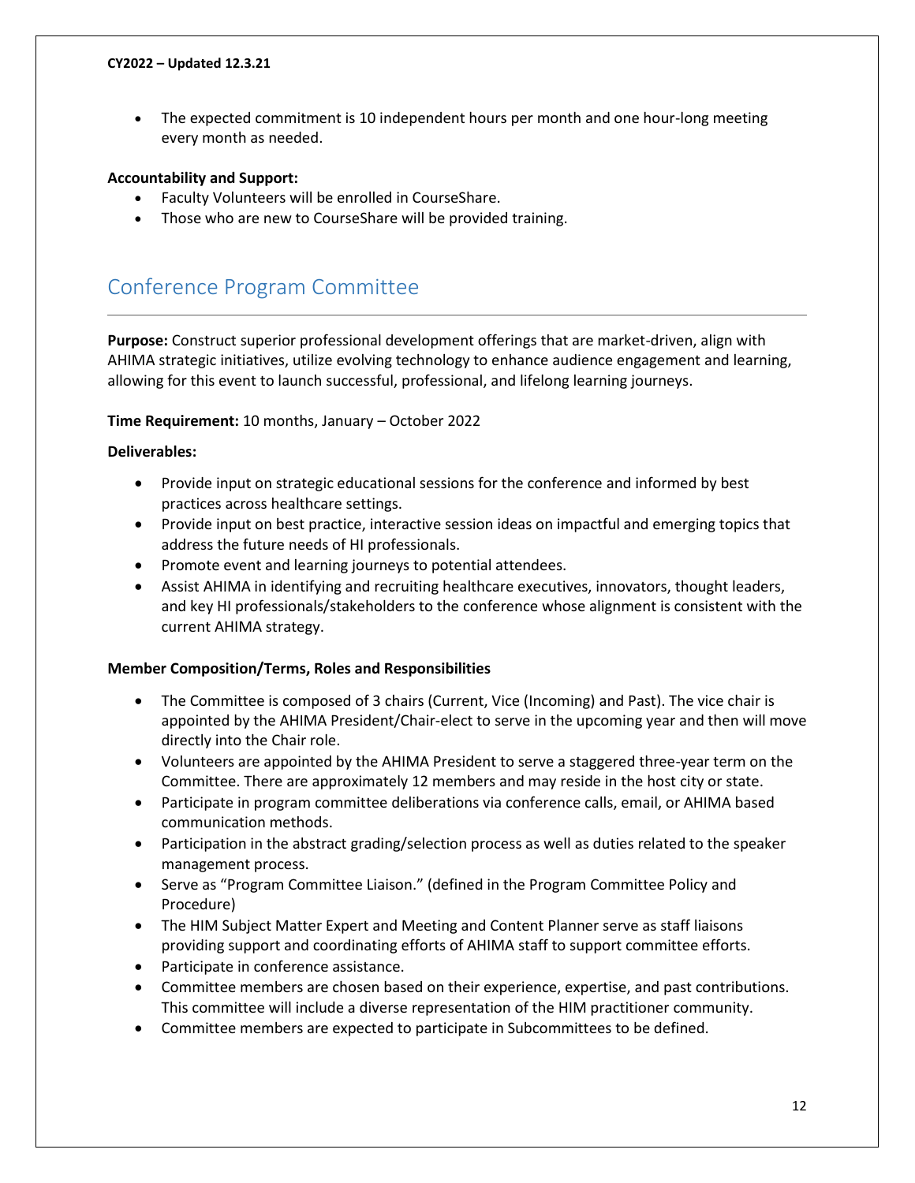- The expected commitment is 10 independent hours per month and one hour-long meeting every month as needed.

**Accountability and Support:**

- Faculty Volunteers will be enrolled in CourseShare.
- Those who are new to CourseShare will be provided training.

## Conference Program Committee

**Purpose:** Construct superior professional development offerings that are market-driven, align with AHIMA strategic initiatives, utilize evolving technology to enhance audience engagement and learning, allowing for this event to launch successful, professional, and lifelong learning journeys.

**Time Requirement:** 10 months, January – October 2022

**Deliverables:**

- Provide input on strategic educational sessions for the conference and informed by best practices across healthcare settings.
- Provide input on best practice, interactive session ideas on impactful and emerging topics that address the future needs of HI professionals.
- Promote event and learning journeys to potential attendees.
- Assist AHIMA in identifying and recruiting healthcare executives, innovators, thought leaders, and key HI professionals/stakeholders to the conference whose alignment is consistent with the current AHIMA strategy.

**Member Composition/Terms, Roles and Responsibilities**

- The Committee is composed of 3 chairs (Current, Vice (Incoming) and Past). The vice chair is appointed by the AHIMA President/Chair-elect to serve in the upcoming year and then will move directly into the Chair role.
- Volunteers are appointed by the AHIMA President to serve a staggered three-year term on the Committee. There are approximately 12 members and may reside in the host city or state.
- Participate in program committee deliberations via conference calls, email, or AHIMA based communication methods.
- Participation in the abstract grading/selection process as well as duties related to the speaker management process.
- Serve as "Program Committee Liaison." (defined in the Program Committee Policy and Procedure)
- The HIM Subject Matter Expert and Meeting and Content Planner serve as staff liaisons providing support and coordinating efforts of AHIMA staff to support committee efforts.
- Participate in conference assistance.
- Committee members are chosen based on their experience, expertise, and past contributions. This committee will include a diverse representation of the HIM practitioner community.
- Committee members are expected to participate in Subcommittees to be defined.